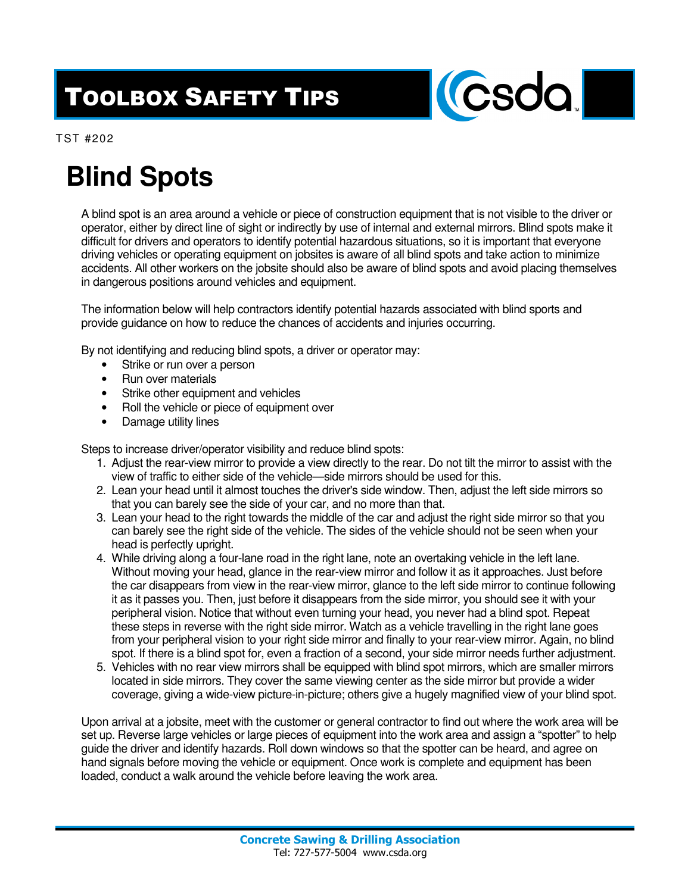# Toolbox Safety Tips

TST #202

# Blind Spots

A blind spot is an area around a vehicle or piece of construction equipment that is not visible to the driver or operator, either by direct line of sight or indirectly by use of internal and external mirrors. Blind spots make it difficult for drivers and operators to identify potential hazardous situations, so it is important that everyone driving vehicles or operating equipment on jobsites is aware of all blind spots and take action to minimize accidents. All other workers on the jobsite should also be aware of blind spots and avoid placing themselves in dangerous positions around vehicles and equipment.

The information below will help contractors identify potential hazards associated with blind sports and provide guidance on how to reduce the chances of accidents and injuries occurring.

By not identifying and reducing blind spots, a driver or operator may:

- Strike or run over a person
- Run over materials
- Strike other equipment and vehicles
- Roll the vehicle or piece of equipment over
- Damage utility lines

Steps to increase driver/operator visibility and reduce blind spots:

1. Adjust the rear-view mirror to provide a view directly to the rear. Do not tilt the mirror to assist with the view of traffic to either side of the vehicle—side mirrors should be used for this.
2. Lean your head until it almost touches the driver's side window. Then, adjust the left side mirrors so that you can barely see the side of your car, and no more than that.
3. Lean your head to the right towards the middle of the car and adjust the right side mirror so that you can barely see the right side of the vehicle. The sides of the vehicle should not be seen when your head is perfectly upright.
4. While driving along a four-lane road in the right lane, note an overtaking vehicle in the left lane. Without moving your head, glance in the rear-view mirror and follow it as it approaches. Just before the car disappears from view in the rear-view mirror, glance to the left side mirror to continue following it as it passes you. Then, just before it disappears from the side mirror, you should see it with your peripheral vision. Notice that without even turning your head, you never had a blind spot. Repeat these steps in reverse with the right side mirror. Watch as a vehicle travelling in the right lane goes from your peripheral vision to your right side mirror and finally to your rear-view mirror. Again, no blind spot. If there is a blind spot for, even a fraction of a second, your side mirror needs further adjustment.
5. Vehicles with no rear view mirrors shall be equipped with blind spot mirrors, which are smaller mirrors located in side mirrors. They cover the same viewing center as the side mirror but provide a wider coverage, giving a wide-view picture-in-picture; others give a hugely magnified view of your blind spot.

Upon arrival at a jobsite, meet with the customer or general contractor to find out where the work area will be set up. Reverse large vehicles or large pieces of equipment into the work area and assign a "spotter" to help guide the driver and identify hazards. Roll down windows so that the spotter can be heard, and agree on hand signals before moving the vehicle or equipment. Once work is complete and equipment has been loaded, conduct a walk around the vehicle before leaving the work area.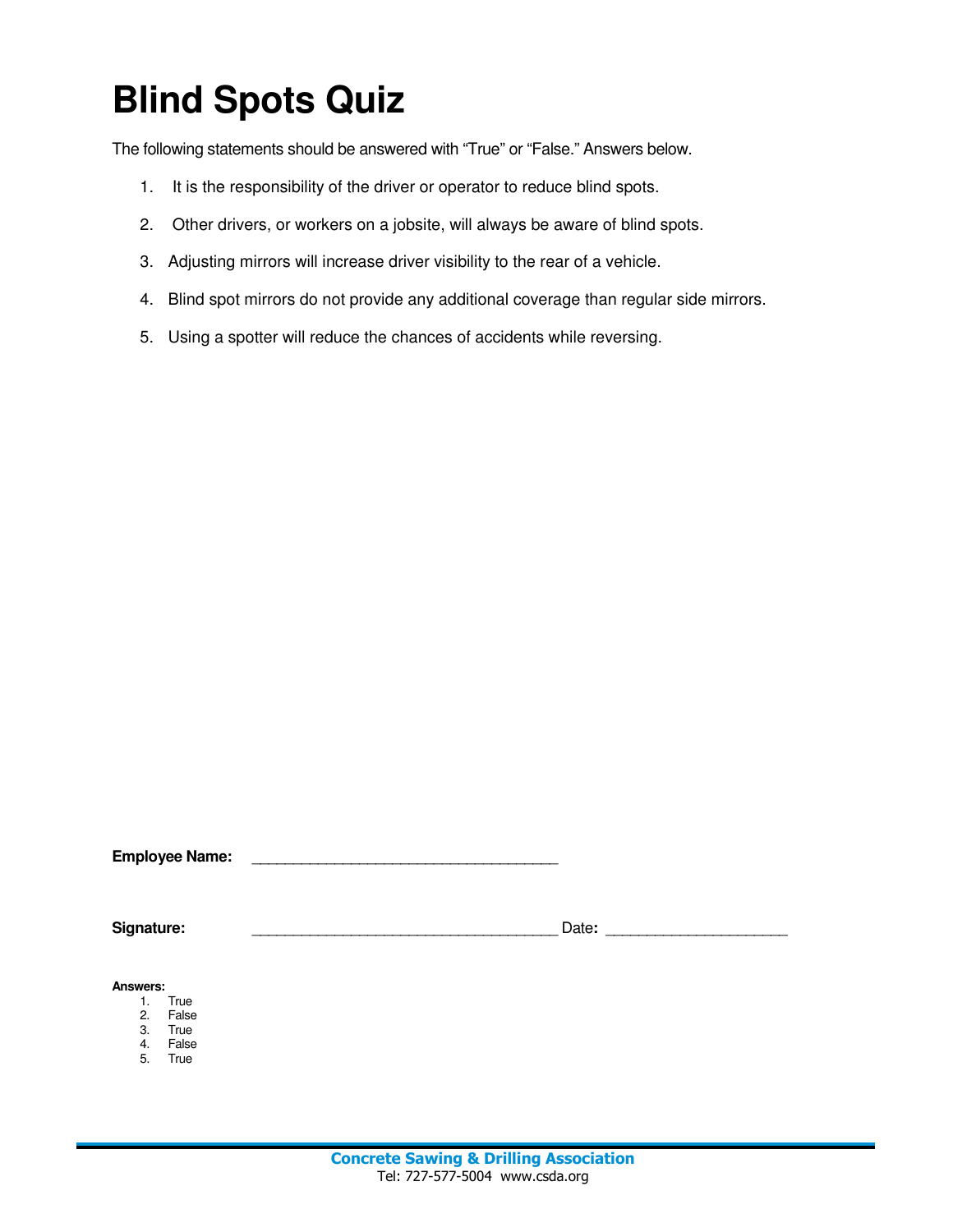# Blind Spots Quiz

The following statements should be answered with "True" or "False." Answers below.

1. It is the responsibility of the driver or operator to reduce blind spots.
2. Other drivers, or workers on a jobsite, will always be aware of blind spots.
3. Adjusting mirrors will increase driver visibility to the rear of a vehicle.
4. Blind spot mirrors do not provide any additional coverage than regular side mirrors.
5. Using a spotter will reduce the chances of accidents while reversing.

**Employee Name:** ___________________________________

**Signature:** ___________________________________ Date**:** ____________________

**Answers:**

1. True
2. False
3. True
4. False
5. True

**Concrete Sawing & Drilling Association**
Tel: 727-577-5004 www.csda.org